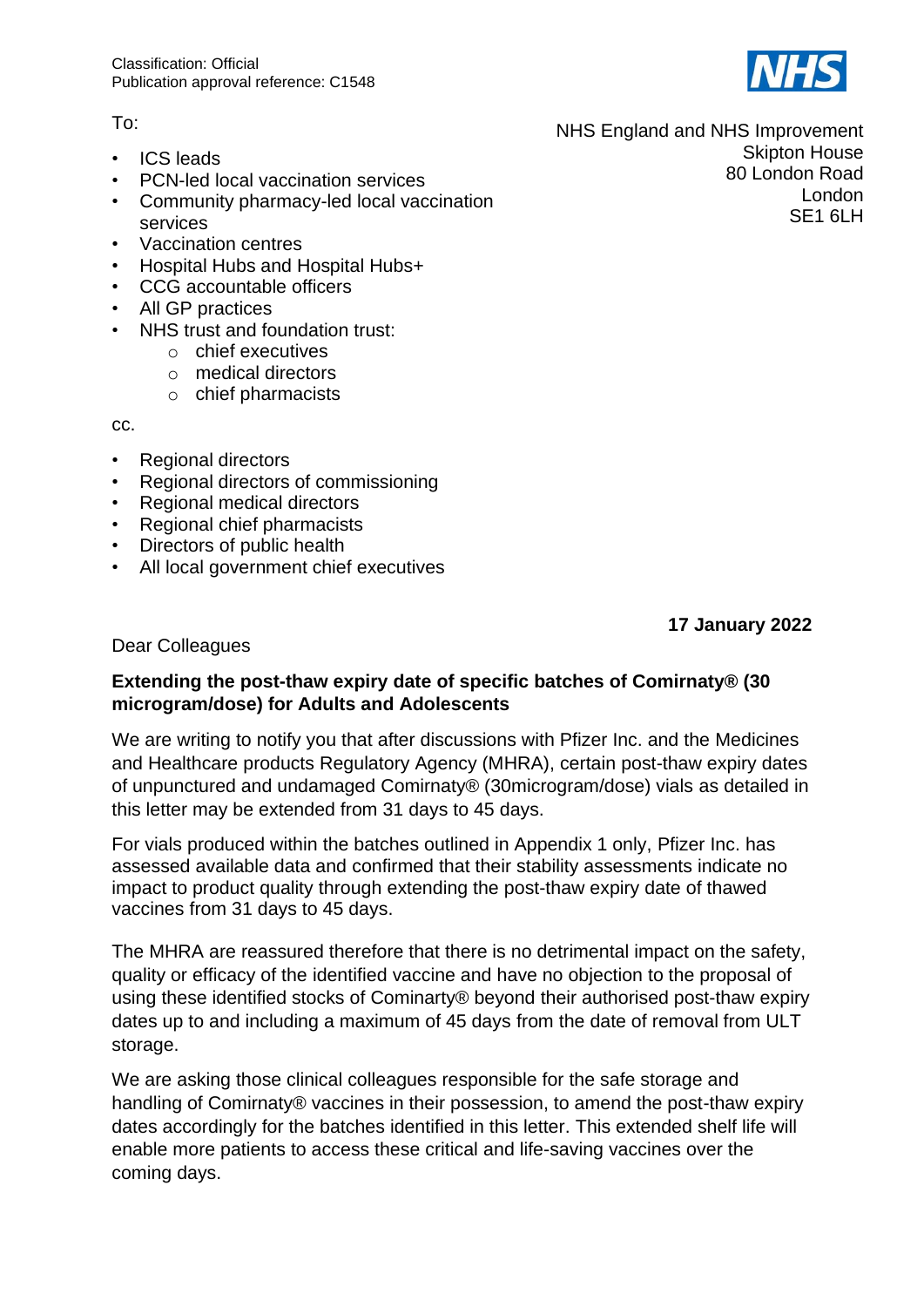Classification: Official
Publication approval reference: C1548

To:

- ICS leads
- PCN-led local vaccination services
- Community pharmacy-led local vaccination services
- Vaccination centres
- Hospital Hubs and Hospital Hubs+
- CCG accountable officers
- All GP practices
- NHS trust and foundation trust:
  - chief executives
  - medical directors
  - chief pharmacists

cc.

- Regional directors
- Regional directors of commissioning
- Regional medical directors
- Regional chief pharmacists
- Directors of public health
- All local government chief executives

NHS England and NHS Improvement
Skipton House
80 London Road
London
SE1 6LH

**17 January 2022**

Dear Colleagues

**Extending the post-thaw expiry date of specific batches of Comirnaty® (30 microgram/dose) for Adults and Adolescents**

We are writing to notify you that after discussions with Pfizer Inc. and the Medicines and Healthcare products Regulatory Agency (MHRA), certain post-thaw expiry dates of unpunctured and undamaged Comirnaty® (30microgram/dose) vials as detailed in this letter may be extended from 31 days to 45 days.

For vials produced within the batches outlined in Appendix 1 only, Pfizer Inc. has assessed available data and confirmed that their stability assessments indicate no impact to product quality through extending the post-thaw expiry date of thawed vaccines from 31 days to 45 days.

The MHRA are reassured therefore that there is no detrimental impact on the safety, quality or efficacy of the identified vaccine and have no objection to the proposal of using these identified stocks of Cominarty® beyond their authorised post-thaw expiry dates up to and including a maximum of 45 days from the date of removal from ULT storage.

We are asking those clinical colleagues responsible for the safe storage and handling of Comirnaty® vaccines in their possession, to amend the post-thaw expiry dates accordingly for the batches identified in this letter. This extended shelf life will enable more patients to access these critical and life-saving vaccines over the coming days.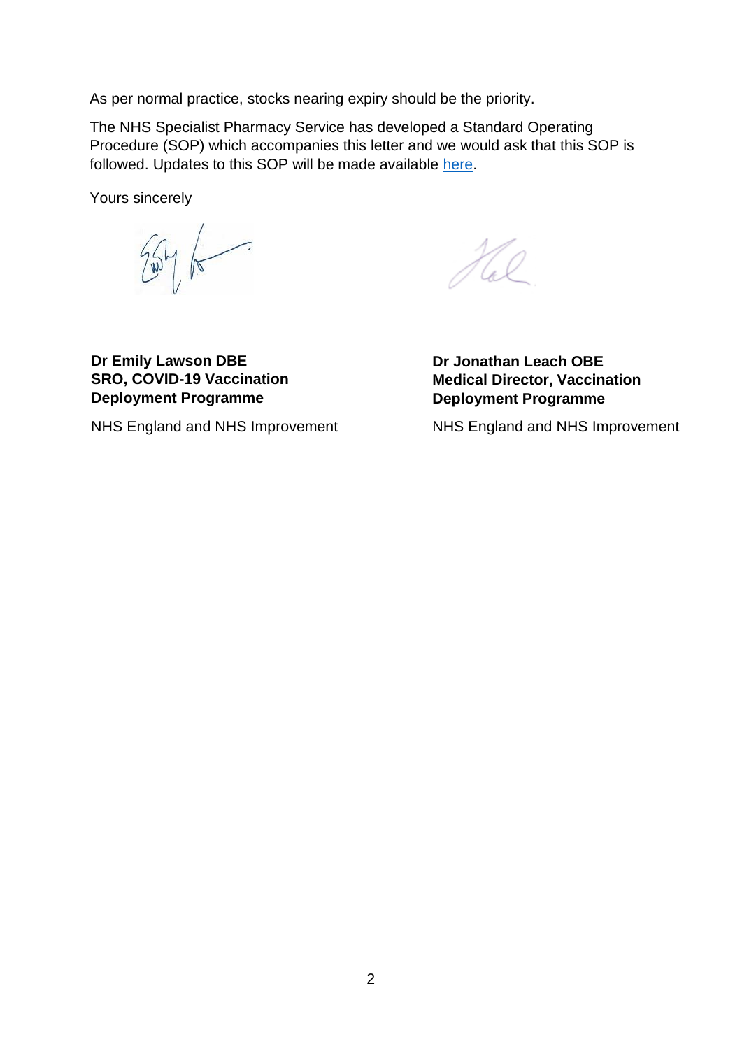As per normal practice, stocks nearing expiry should be the priority.

The NHS Specialist Pharmacy Service has developed a Standard Operating Procedure (SOP) which accompanies this letter and we would ask that this SOP is followed. Updates to this SOP will be made available here.

Yours sincerely

**Dr Emily Lawson DBE**
**SRO, COVID-19 Vaccination Deployment Programme**

NHS England and NHS Improvement

**Dr Jonathan Leach OBE**
**Medical Director, Vaccination Deployment Programme**

NHS England and NHS Improvement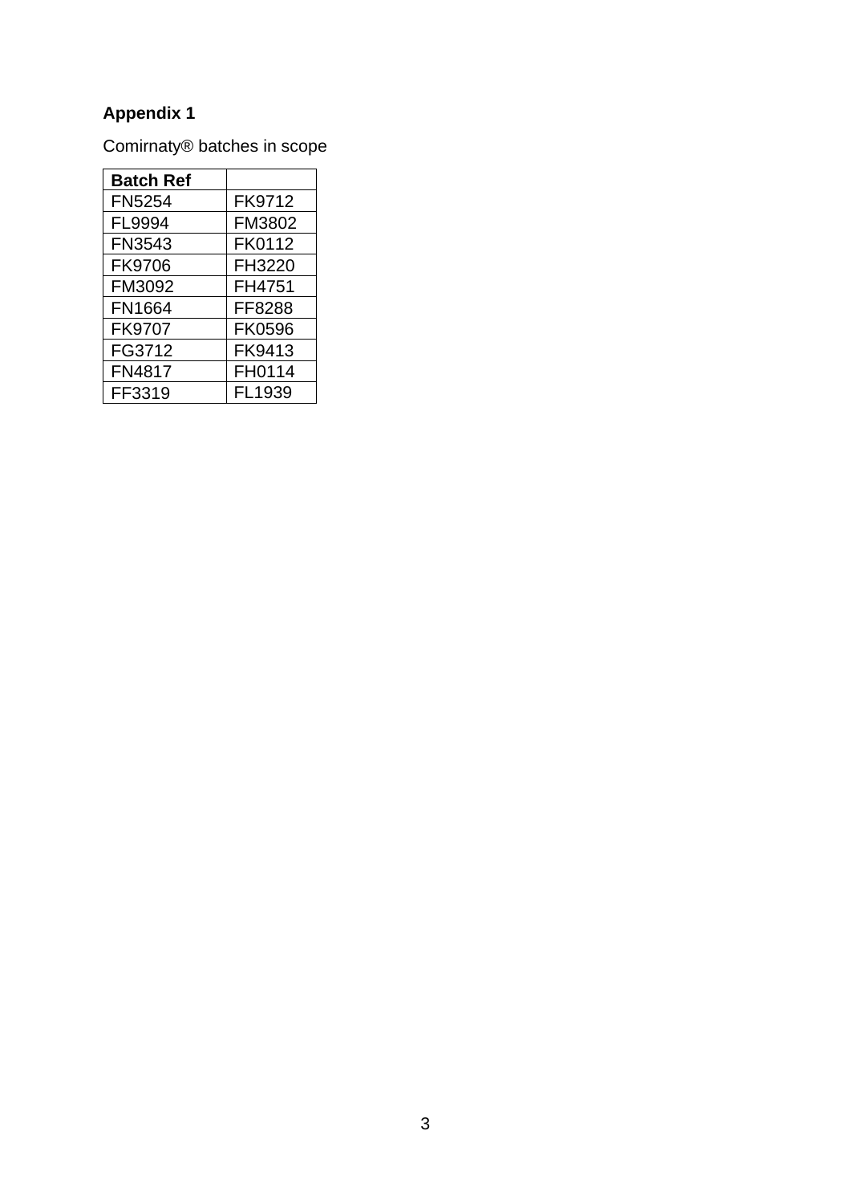**Appendix 1**

Comirnaty® batches in scope

| Batch Ref | |
|---|---|
| FN5254 | FK9712 |
| FL9994 | FM3802 |
| FN3543 | FK0112 |
| FK9706 | FH3220 |
| FM3092 | FH4751 |
| FN1664 | FF8288 |
| FK9707 | FK0596 |
| FG3712 | FK9413 |
| FN4817 | FH0114 |
| FF3319 | FL1939 |